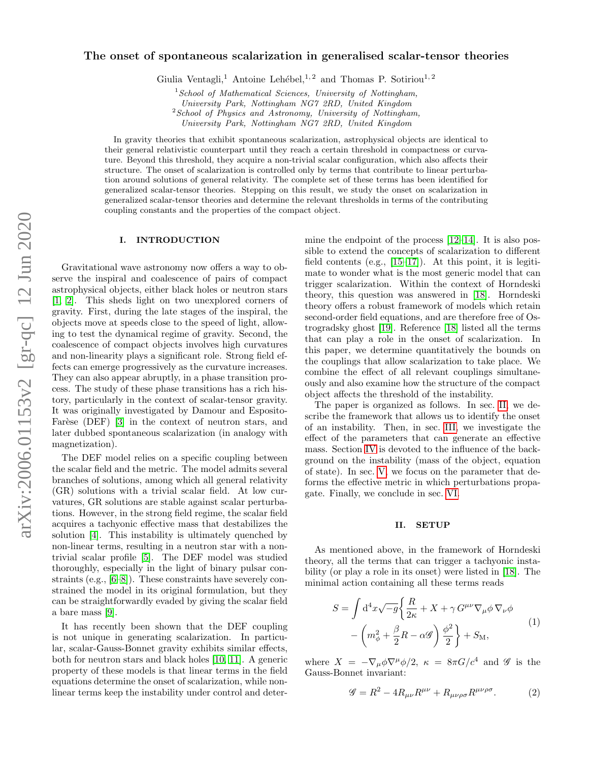# The onset of spontaneous scalarization in generalised scalar-tensor theories

Giulia Ventagli,[1] Antoine Lehébel,[1,2] and Thomas P. Sotiriou[1,2]

[1] *School of Mathematical Sciences, University of Nottingham, University Park, Nottingham NG7 2RD, United Kingdom*
[2] *School of Physics and Astronomy, University of Nottingham, University Park, Nottingham NG7 2RD, United Kingdom*

In gravity theories that exhibit spontaneous scalarization, astrophysical objects are identical to their general relativistic counterpart until they reach a certain threshold in compactness or curvature. Beyond this threshold, they acquire a non-trivial scalar configuration, which also affects their structure. The onset of scalarization is controlled only by terms that contribute to linear perturbation around solutions of general relativity. The complete set of these terms has been identified for generalized scalar-tensor theories. Stepping on this result, we study the onset on scalarization in generalized scalar-tensor theories and determine the relevant thresholds in terms of the contributing coupling constants and the properties of the compact object.

## I. INTRODUCTION

Gravitational wave astronomy now offers a way to observe the inspiral and coalescence of pairs of compact astrophysical objects, either black holes or neutron stars [1, 2]. This sheds light on two unexplored corners of gravity. First, during the late stages of the inspiral, the objects move at speeds close to the speed of light, allowing to test the dynamical regime of gravity. Second, the coalescence of compact objects involves high curvatures and non-linearity plays a significant role. Strong field effects can emerge progressively as the curvature increases. They can also appear abruptly, in a phase transition process. The study of these phase transitions has a rich history, particularly in the context of scalar-tensor gravity. It was originally investigated by Damour and Esposito-Farèse (DEF) [3] in the context of neutron stars, and later dubbed spontaneous scalarization (in analogy with magnetization).

The DEF model relies on a specific coupling between the scalar field and the metric. The model admits several branches of solutions, among which all general relativity (GR) solutions with a trivial scalar field. At low curvatures, GR solutions are stable against scalar perturbations. However, in the strong field regime, the scalar field acquires a tachyonic effective mass that destabilizes the solution [4]. This instability is ultimately quenched by non-linear terms, resulting in a neutron star with a non-trivial scalar profile [5]. The DEF model was studied thoroughly, especially in the light of binary pulsar constraints (e.g., [6–8]). These constraints have severely constrained the model in its original formulation, but they can be straightforwardly evaded by giving the scalar field a bare mass [9].

It has recently been shown that the DEF coupling is not unique in generating scalarization. In particular, scalar-Gauss-Bonnet gravity exhibits similar effects, both for neutron stars and black holes [10, 11]. A generic property of these models is that linear terms in the field equations determine the onset of scalarization, while non-linear terms keep the instability under control and determine the endpoint of the process [12–14]. It is also possible to extend the concepts of scalarization to different field contents (e.g., [15–17]). At this point, it is legitimate to wonder what is the most generic model that can trigger scalarization. Within the context of Horndeski theory, this question was answered in [18]. Horndeski theory offers a robust framework of models which retain second-order field equations, and are therefore free of Ostrogradsky ghost [19]. Reference [18] listed all the terms that can play a role in the onset of scalarization. In this paper, we determine quantitatively the bounds on the couplings that allow scalarization to take place. We combine the effect of all relevant couplings simultaneously and also examine how the structure of the compact object affects the threshold of the instability.

The paper is organized as follows. In sec. II, we describe the framework that allows us to identify the onset of an instability. Then, in sec. III, we investigate the effect of the parameters that can generate an effective mass. Section IV is devoted to the influence of the background on the instability (mass of the object, equation of state). In sec. V, we focus on the parameter that deforms the effective metric in which perturbations propagate. Finally, we conclude in sec. VI.

## II. SETUP

As mentioned above, in the framework of Horndeski theory, all the terms that can trigger a tachyonic instability (or play a role in its onset) were listed in [18]. The minimal action containing all these terms reads

$$
S = \int \mathrm{d}^4x\sqrt{-g}\bigg\{\frac{R}{2\kappa} + X + \gamma\, G^{\mu\nu}\nabla_\mu\phi\,\nabla_\nu\phi - \left(m_\phi^2 + \frac{\beta}{2}R - \alpha\mathscr{G}\right)\frac{\phi^2}{2}\bigg\} + S_{\rm M}, \tag{1}
$$

where $X = -\nabla_\mu\phi\nabla^\mu\phi/2$, $\kappa = 8\pi G/c^4$ and $\mathscr{G}$ is the Gauss-Bonnet invariant:

$$
\mathscr{G} = R^2 - 4R_{\mu\nu}R^{\mu\nu} + R_{\mu\nu\rho\sigma}R^{\mu\nu\rho\sigma}. \tag{2}
$$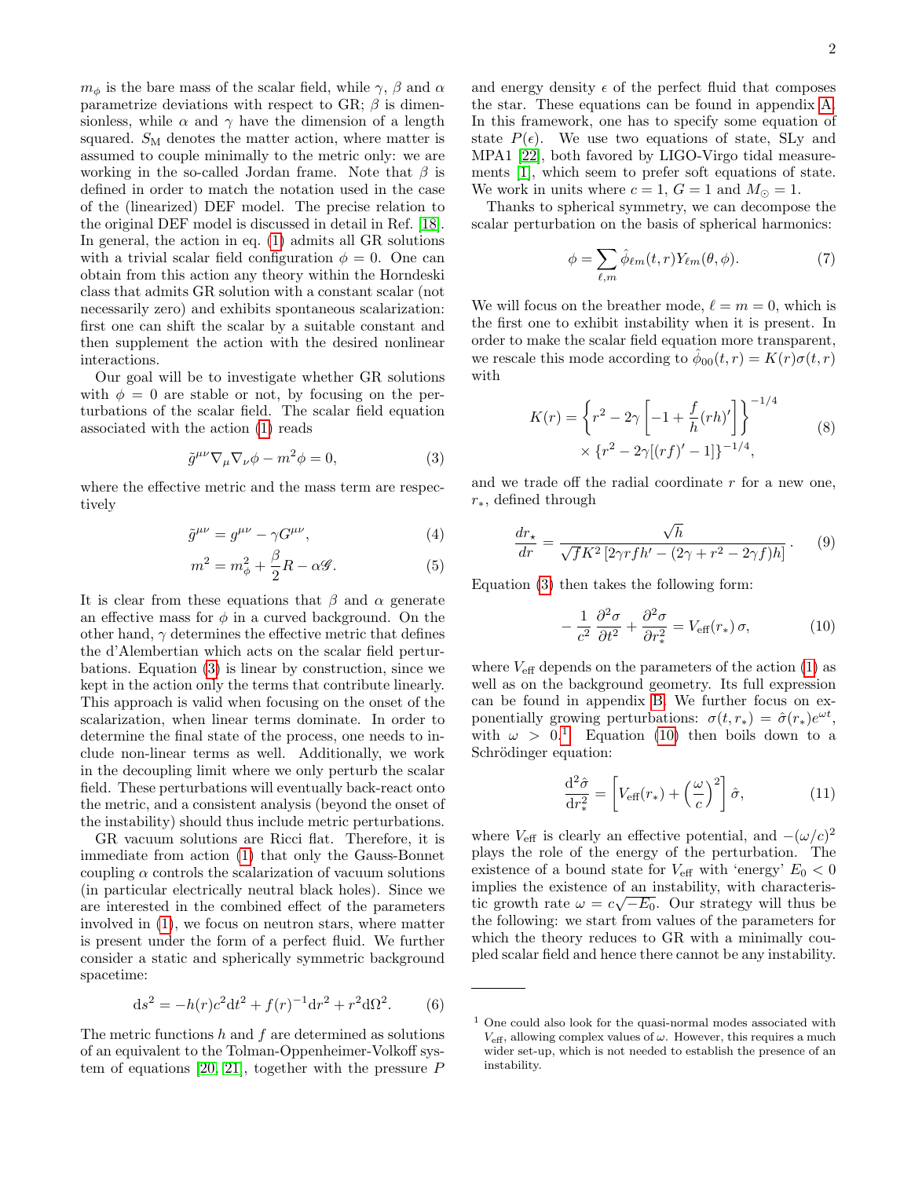$m_\phi$ is the bare mass of the scalar field, while $\gamma$, $\beta$ and $\alpha$ parametrize deviations with respect to GR; $\beta$ is dimensionless, while $\alpha$ and $\gamma$ have the dimension of a length squared. $S_\mathrm{M}$ denotes the matter action, where matter is assumed to couple minimally to the metric only: we are working in the so-called Jordan frame. Note that $\beta$ is defined in order to match the notation used in the case of the (linearized) DEF model. The precise relation to the original DEF model is discussed in detail in Ref. [18]. In general, the action in eq. (1) admits all GR solutions with a trivial scalar field configuration $\phi = 0$. One can obtain from this action any theory within the Horndeski class that admits GR solution with a constant scalar (not necessarily zero) and exhibits spontaneous scalarization: first one can shift the scalar by a suitable constant and then supplement the action with the desired nonlinear interactions.

Our goal will be to investigate whether GR solutions with $\phi = 0$ are stable or not, by focusing on the perturbations of the scalar field. The scalar field equation associated with the action (1) reads

$$\tilde{g}^{\mu\nu}\nabla_\mu\nabla_\nu\phi - m^2\phi = 0, \tag{3}$$

where the effective metric and the mass term are respectively

$$\tilde{g}^{\mu\nu} = g^{\mu\nu} - \gamma G^{\mu\nu}, \tag{4}$$

$$m^2 = m_\phi^2 + \frac{\beta}{2}R - \alpha\mathscr{G}. \tag{5}$$

It is clear from these equations that $\beta$ and $\alpha$ generate an effective mass for $\phi$ in a curved background. On the other hand, $\gamma$ determines the effective metric that defines the d'Alembertian which acts on the scalar field perturbations. Equation (3) is linear by construction, since we kept in the action only the terms that contribute linearly. This approach is valid when focusing on the onset of the scalarization, when linear terms dominate. In order to determine the final state of the process, one needs to include non-linear terms as well. Additionally, we work in the decoupling limit where we only perturb the scalar field. These perturbations will eventually back-react onto the metric, and a consistent analysis (beyond the onset of the instability) should thus include metric perturbations.

GR vacuum solutions are Ricci flat. Therefore, it is immediate from action (1) that only the Gauss-Bonnet coupling $\alpha$ controls the scalarization of vacuum solutions (in particular electrically neutral black holes). Since we are interested in the combined effect of the parameters involved in (1), we focus on neutron stars, where matter is present under the form of a perfect fluid. We further consider a static and spherically symmetric background spacetime:

$$\mathrm{d}s^2 = -h(r)c^2\mathrm{d}t^2 + f(r)^{-1}\mathrm{d}r^2 + r^2\mathrm{d}\Omega^2. \tag{6}$$

The metric functions $h$ and $f$ are determined as solutions of an equivalent to the Tolman-Oppenheimer-Volkoff system of equations [20, 21], together with the pressure $P$ and energy density $\epsilon$ of the perfect fluid that composes the star. These equations can be found in appendix A. In this framework, one has to specify some equation of state $P(\epsilon)$. We use two equations of state, SLy and MPA1 [22], both favored by LIGO-Virgo tidal measurements [1], which seem to prefer soft equations of state. We work in units where $c = 1$, $G = 1$ and $M_\odot = 1$.

Thanks to spherical symmetry, we can decompose the scalar perturbation on the basis of spherical harmonics:

$$\phi = \sum_{\ell,m}\hat{\phi}_{\ell m}(t,r)Y_{\ell m}(\theta,\phi). \tag{7}$$

We will focus on the breather mode, $\ell = m = 0$, which is the first one to exhibit instability when it is present. In order to make the scalar field equation more transparent, we rescale this mode according to $\hat{\phi}_{00}(t,r) = K(r)\sigma(t,r)$ with

$$\begin{aligned}K(r) = &\left\{r^2 - 2\gamma\left[-1 + \frac{f}{h}(rh)'\right]\right\}^{-1/4}\\ &\times\left\{r^2 - 2\gamma[(rf)' - 1]\right\}^{-1/4},\end{aligned} \tag{8}$$

and we trade off the radial coordinate $r$ for a new one, $r_*$, defined through

$$\frac{dr_\star}{dr} = \frac{\sqrt{h}}{\sqrt{f}K^2\left[2\gamma rfh' - (2\gamma + r^2 - 2\gamma f)h\right]}. \tag{9}$$

Equation (3) then takes the following form:

$$-\frac{1}{c^2}\frac{\partial^2\sigma}{\partial t^2} + \frac{\partial^2\sigma}{\partial r_*^2} = V_\mathrm{eff}(r_*)\,\sigma, \tag{10}$$

where $V_\mathrm{eff}$ depends on the parameters of the action (1) as well as on the background geometry. Its full expression can be found in appendix B. We further focus on exponentially growing perturbations: $\sigma(t,r_*) = \hat{\sigma}(r_*)e^{\omega t}$, with $\omega > 0$.[1] Equation (10) then boils down to a Schrödinger equation:

$$\frac{\mathrm{d}^2\hat{\sigma}}{\mathrm{d}r_*^2} = \left[V_\mathrm{eff}(r_*) + \left(\frac{\omega}{c}\right)^2\right]\hat{\sigma}, \tag{11}$$

where $V_\mathrm{eff}$ is clearly an effective potential, and $-(\omega/c)^2$ plays the role of the energy of the perturbation. The existence of a bound state for $V_\mathrm{eff}$ with 'energy' $E_0 < 0$ implies the existence of an instability, with characteristic growth rate $\omega = c\sqrt{-E_0}$. Our strategy will thus be the following: we start from values of the parameters for which the theory reduces to GR with a minimally coupled scalar field and hence there cannot be any instability.

[1] One could also look for the quasi-normal modes associated with $V_\mathrm{eff}$, allowing complex values of $\omega$. However, this requires a much wider set-up, which is not needed to establish the presence of an instability.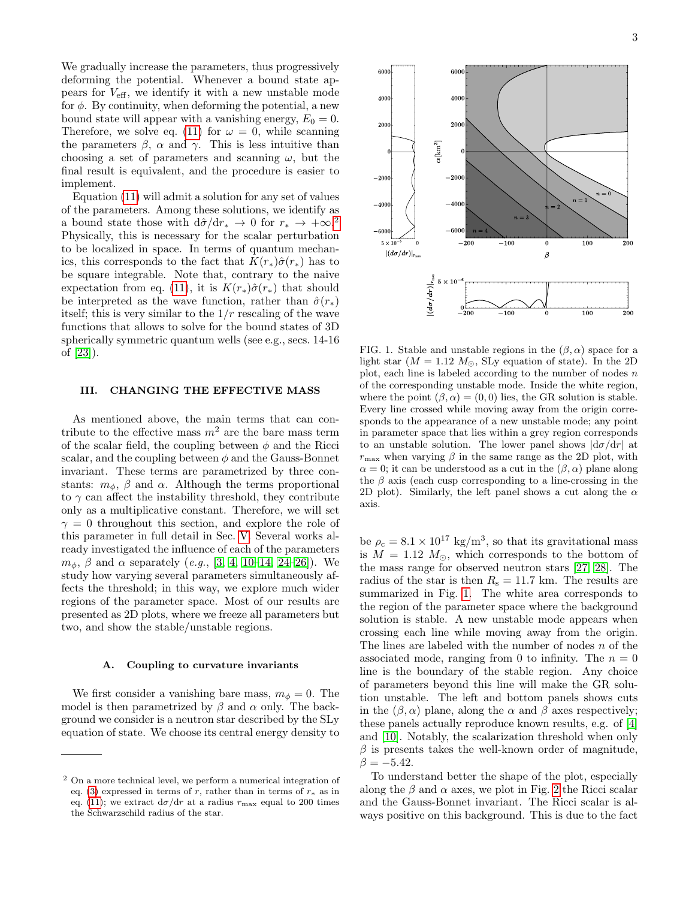We gradually increase the parameters, thus progressively deforming the potential. Whenever a bound state appears for $V_{\rm eff}$, we identify it with a new unstable mode for $\phi$. By continuity, when deforming the potential, a new bound state will appear with a vanishing energy, $E_0 = 0$. Therefore, we solve eq. (11) for $\omega = 0$, while scanning the parameters $\beta$, $\alpha$ and $\gamma$. This is less intuitive than choosing a set of parameters and scanning $\omega$, but the final result is equivalent, and the procedure is easier to implement.

Equation (11) will admit a solution for any set of values of the parameters. Among these solutions, we identify as a bound state those with $\mathrm{d}\hat{\sigma}/\mathrm{d}r_* \to 0$ for $r_* \to +\infty$.[2] Physically, this is necessary for the scalar perturbation to be localized in space. In terms of quantum mechanics, this corresponds to the fact that $K(r_*)\hat{\sigma}(r_*)$ has to be square integrable. Note that, contrary to the naive expectation from eq. (11), it is $K(r_*)\hat{\sigma}(r_*)$ that should be interpreted as the wave function, rather than $\hat{\sigma}(r_*)$ itself; this is very similar to the $1/r$ rescaling of the wave functions that allows to solve for the bound states of 3D spherically symmetric quantum wells (see e.g., secs. 14-16 of [23]).

## III. CHANGING THE EFFECTIVE MASS

As mentioned above, the main terms that can contribute to the effective mass $m^2$ are the bare mass term of the scalar field, the coupling between $\phi$ and the Ricci scalar, and the coupling between $\phi$ and the Gauss-Bonnet invariant. These terms are parametrized by three constants: $m_\phi$, $\beta$ and $\alpha$. Although the terms proportional to $\gamma$ can affect the instability threshold, they contribute only as a multiplicative constant. Therefore, we will set $\gamma = 0$ throughout this section, and explore the role of this parameter in full detail in Sec. V. Several works already investigated the influence of each of the parameters $m_\phi$, $\beta$ and $\alpha$ separately (*e.g.*, [3, 4, 10–14, 24–26]). We study how varying several parameters simultaneously affects the threshold; in this way, we explore much wider regions of the parameter space. Most of our results are presented as 2D plots, where we freeze all parameters but two, and show the stable/unstable regions.

### A. Coupling to curvature invariants

We first consider a vanishing bare mass, $m_\phi = 0$. The model is then parametrized by $\beta$ and $\alpha$ only. The background we consider is a neutron star described by the SLy equation of state. We choose its central energy density to be $\rho_c = 8.1 \times 10^{17}$ kg/m$^3$, so that its gravitational mass is $M = 1.12\ M_\odot$, which corresponds to the bottom of the mass range for observed neutron stars [27, 28]. The radius of the star is then $R_s = 11.7$ km. The results are summarized in Fig. 1. The white area corresponds to the region of the parameter space where the background solution is stable. A new unstable mode appears when crossing each line while moving away from the origin. The lines are labeled with the number of nodes $n$ of the associated mode, ranging from 0 to infinity. The $n = 0$ line is the boundary of the stable region. Any choice of parameters beyond this line will make the GR solution unstable. The left and bottom panels shows cuts in the $(\beta, \alpha)$ plane, along the $\alpha$ and $\beta$ axes respectively; these panels actually reproduce known results, e.g. of [4] and [10]. Notably, the scalarization threshold when only $\beta$ is presents takes the well-known order of magnitude, $\beta = -5.42$.

FIG. 1. Stable and unstable regions in the $(\beta, \alpha)$ space for a light star ($M = 1.12\ M_\odot$, SLy equation of state). In the 2D plot, each line is labeled according to the number of nodes $n$ of the corresponding unstable mode. Inside the white region, where the point $(\beta, \alpha) = (0, 0)$ lies, the GR solution is stable. Every line crossed while moving away from the origin corresponds to the appearance of a new unstable mode; any point in parameter space that lies within a grey region corresponds to an unstable solution. The lower panel shows $|\mathrm{d}\sigma/\mathrm{d}r|$ at $r_{\rm max}$ when varying $\beta$ in the same range as the 2D plot, with $\alpha = 0$; it can be understood as a cut in the $(\beta, \alpha)$ plane along the $\beta$ axis (each cusp corresponding to a line-crossing in the 2D plot). Similarly, the left panel shows a cut along the $\alpha$ axis.

To understand better the shape of the plot, especially along the $\beta$ and $\alpha$ axes, we plot in Fig. 2 the Ricci scalar and the Gauss-Bonnet invariant. The Ricci scalar is always positive on this background. This is due to the fact

[2] On a more technical level, we perform a numerical integration of eq. (3) expressed in terms of $r$, rather than in terms of $r_*$ as in eq. (11); we extract $\mathrm{d}\sigma/\mathrm{d}r$ at a radius $r_{\rm max}$ equal to 200 times the Schwarzschild radius of the star.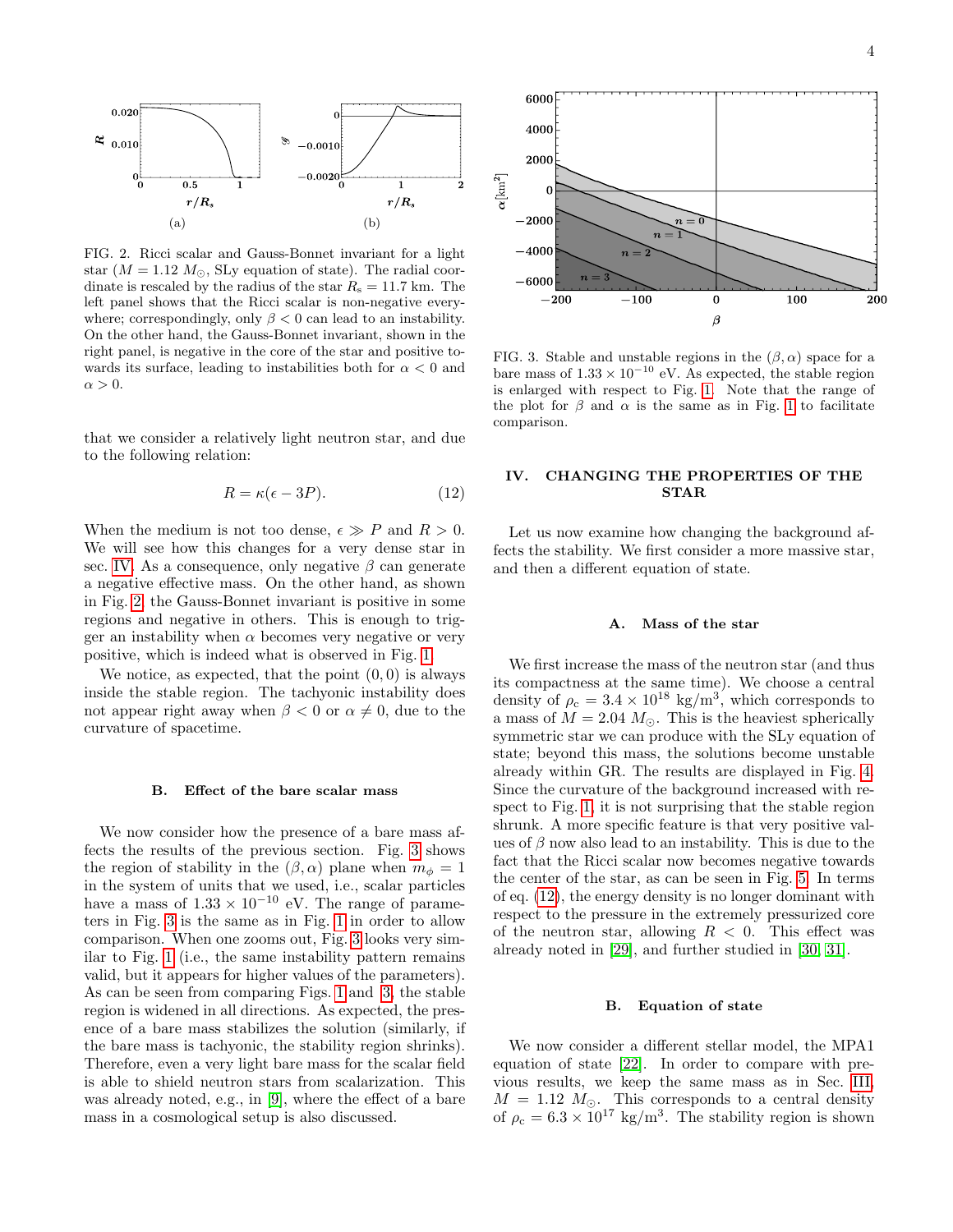FIG. 2. Ricci scalar and Gauss-Bonnet invariant for a light star ($M = 1.12\ M_\odot$, SLy equation of state). The radial coordinate is rescaled by the radius of the star $R_s = 11.7$ km. The left panel shows that the Ricci scalar is non-negative everywhere; correspondingly, only $\beta < 0$ can lead to an instability. On the other hand, the Gauss-Bonnet invariant, shown in the right panel, is negative in the core of the star and positive towards its surface, leading to instabilities both for $\alpha < 0$ and $\alpha > 0$.

that we consider a relatively light neutron star, and due to the following relation:

$$R = \kappa(\epsilon - 3P). \tag{12}$$

When the medium is not too dense, $\epsilon \gg P$ and $R > 0$. We will see how this changes for a very dense star in sec. IV. As a consequence, only negative $\beta$ can generate a negative effective mass. On the other hand, as shown in Fig. 2, the Gauss-Bonnet invariant is positive in some regions and negative in others. This is enough to trigger an instability when $\alpha$ becomes very negative or very positive, which is indeed what is observed in Fig. 1.

We notice, as expected, that the point $(0, 0)$ is always inside the stable region. The tachyonic instability does not appear right away when $\beta < 0$ or $\alpha \neq 0$, due to the curvature of spacetime.

### B. Effect of the bare scalar mass

We now consider how the presence of a bare mass affects the results of the previous section. Fig. 3 shows the region of stability in the $(\beta, \alpha)$ plane when $m_\phi = 1$ in the system of units that we used, i.e., scalar particles have a mass of $1.33 \times 10^{-10}$ eV. The range of parameters in Fig. 3 is the same as in Fig. 1 in order to allow comparison. When one zooms out, Fig. 3 looks very similar to Fig. 1 (i.e., the same instability pattern remains valid, but it appears for higher values of the parameters). As can be seen from comparing Figs. 1 and 3, the stable region is widened in all directions. As expected, the presence of a bare mass stabilizes the solution (similarly, if the bare mass is tachyonic, the stability region shrinks). Therefore, even a very light bare mass for the scalar field is able to shield neutron stars from scalarization. This was already noted, e.g., in [9], where the effect of a bare mass in a cosmological setup is also discussed.

FIG. 3. Stable and unstable regions in the $(\beta, \alpha)$ space for a bare mass of $1.33 \times 10^{-10}$ eV. As expected, the stable region is enlarged with respect to Fig. 1. Note that the range of the plot for $\beta$ and $\alpha$ is the same as in Fig. 1 to facilitate comparison.

## IV. CHANGING THE PROPERTIES OF THE STAR

Let us now examine how changing the background affects the stability. We first consider a more massive star, and then a different equation of state.

### A. Mass of the star

We first increase the mass of the neutron star (and thus its compactness at the same time). We choose a central density of $\rho_c = 3.4 \times 10^{18}$ kg/m$^3$, which corresponds to a mass of $M = 2.04\ M_\odot$. This is the heaviest spherically symmetric star we can produce with the SLy equation of state; beyond this mass, the solutions become unstable already within GR. The results are displayed in Fig. 4. Since the curvature of the background increased with respect to Fig. 1, it is not surprising that the stable region shrunk. A more specific feature is that very positive values of $\beta$ now also lead to an instability. This is due to the fact that the Ricci scalar now becomes negative towards the center of the star, as can be seen in Fig. 5. In terms of eq. (12), the energy density is no longer dominant with respect to the pressure in the extremely pressurized core of the neutron star, allowing $R < 0$. This effect was already noted in [29], and further studied in [30, 31].

### B. Equation of state

We now consider a different stellar model, the MPA1 equation of state [22]. In order to compare with previous results, we keep the same mass as in Sec. III, $M = 1.12\ M_\odot$. This corresponds to a central density of $\rho_c = 6.3 \times 10^{17}$ kg/m$^3$. The stability region is shown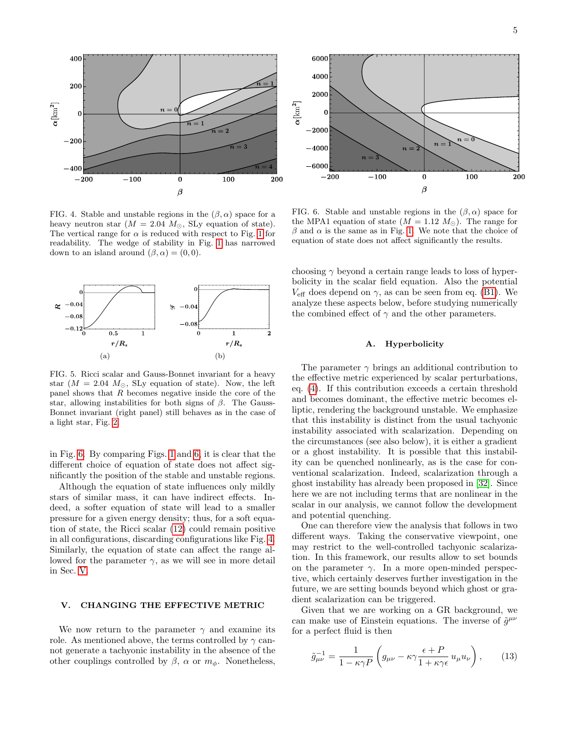FIG. 4. Stable and unstable regions in the $(\beta, \alpha)$ space for a heavy neutron star ($M = 2.04\ M_\odot$, SLy equation of state). The vertical range for $\alpha$ is reduced with respect to Fig. 1 for readability. The wedge of stability in Fig. 1 has narrowed down to an island around $(\beta, \alpha) = (0, 0)$.

FIG. 5. Ricci scalar and Gauss-Bonnet invariant for a heavy star ($M = 2.04\ M_\odot$, SLy equation of state). Now, the left panel shows that $R$ becomes negative inside the core of the star, allowing instabilities for both signs of $\beta$. The Gauss-Bonnet invariant (right panel) still behaves as in the case of a light star, Fig. 2.

in Fig. 6. By comparing Figs. 1 and 6, it is clear that the different choice of equation of state does not affect significantly the position of the stable and unstable regions.

Although the equation of state influences only mildly stars of similar mass, it can have indirect effects. Indeed, a softer equation of state will lead to a smaller pressure for a given energy density; thus, for a soft equation of state, the Ricci scalar (12) could remain positive in all configurations, discarding configurations like Fig. 4. Similarly, the equation of state can affect the range allowed for the parameter $\gamma$, as we will see in more detail in Sec. V.

## V. CHANGING THE EFFECTIVE METRIC

We now return to the parameter $\gamma$ and examine its role. As mentioned above, the terms controlled by $\gamma$ cannot generate a tachyonic instability in the absence of the other couplings controlled by $\beta$, $\alpha$ or $m_\phi$. Nonetheless,

FIG. 6. Stable and unstable regions in the $(\beta, \alpha)$ space for the MPA1 equation of state ($M = 1.12\ M_\odot$). The range for $\beta$ and $\alpha$ is the same as in Fig. 1. We note that the choice of equation of state does not affect significantly the results.

choosing $\gamma$ beyond a certain range leads to loss of hyperbolicity in the scalar field equation. Also the potential $V_{\rm eff}$ does depend on $\gamma$, as can be seen from eq. (B1). We analyze these aspects below, before studying numerically the combined effect of $\gamma$ and the other parameters.

### A. Hyperbolicity

The parameter $\gamma$ brings an additional contribution to the effective metric experienced by scalar perturbations, eq. (4). If this contribution exceeds a certain threshold and becomes dominant, the effective metric becomes elliptic, rendering the background unstable. We emphasize that this instability is distinct from the usual tachyonic instability associated with scalarization. Depending on the circumstances (see also below), it is either a gradient or a ghost instability. It is possible that this instability can be quenched nonlinearly, as is the case for conventional scalarization. Indeed, scalarization through a ghost instability has already been proposed in [32]. Since here we are not including terms that are nonlinear in the scalar in our analysis, we cannot follow the development and potential quenching.

One can therefore view the analysis that follows in two different ways. Taking the conservative viewpoint, one may restrict to the well-controlled tachyonic scalarization. In this framework, our results allow to set bounds on the parameter $\gamma$. In a more open-minded perspective, which certainly deserves further investigation in the future, we are setting bounds beyond which ghost or gradient scalarization can be triggered.

Given that we are working on a GR background, we can make use of Einstein equations. The inverse of $\tilde{g}^{\mu\nu}$ for a perfect fluid is then

$$
\tilde{g}^{-1}_{\mu\nu} = \frac{1}{1 - \kappa\gamma P}\left(g_{\mu\nu} - \kappa\gamma\frac{\epsilon + P}{1 + \kappa\gamma\epsilon}\, u_\mu u_\nu\right), \qquad (13)
$$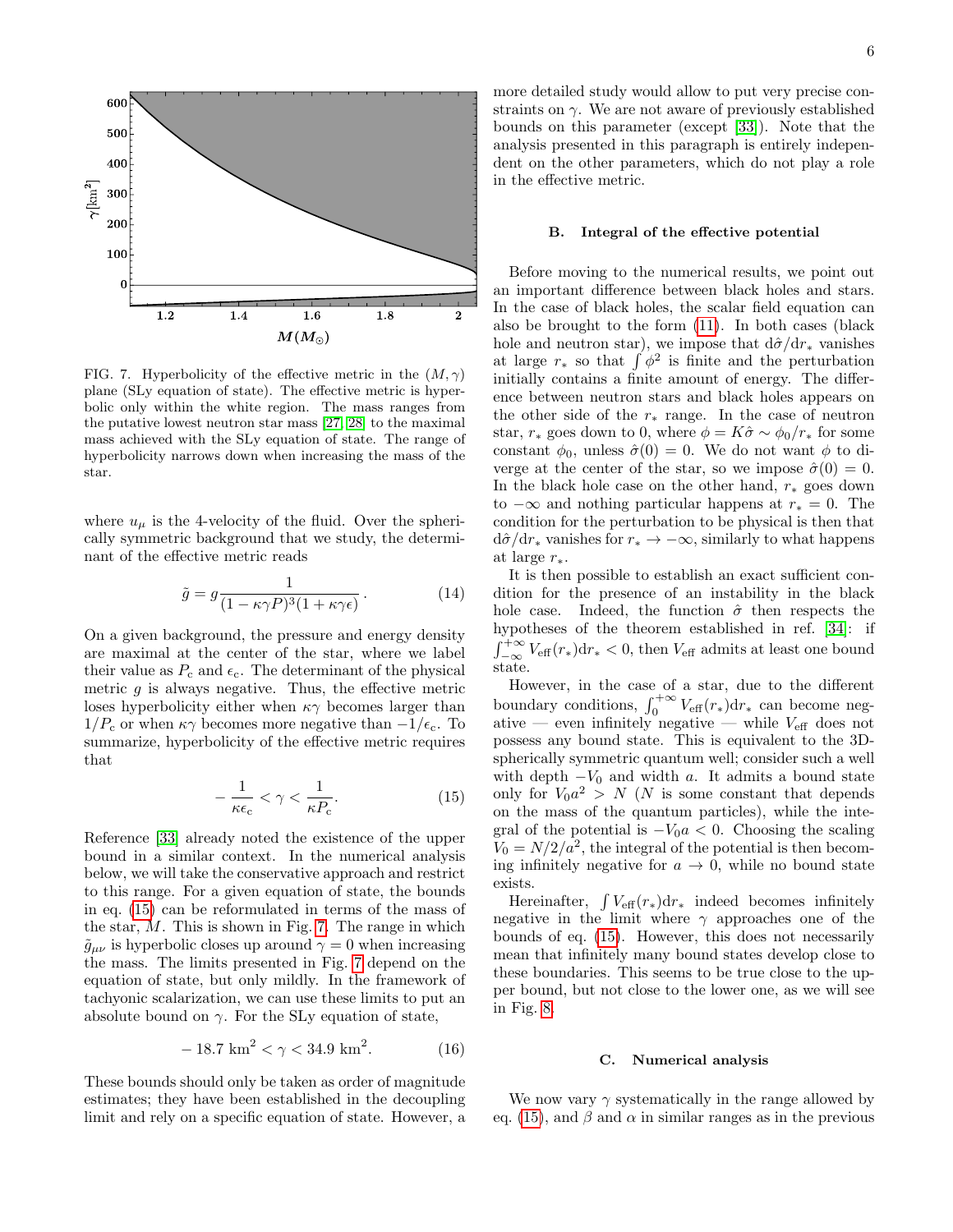FIG. 7. Hyperbolicity of the effective metric in the $(M, \gamma)$ plane (SLy equation of state). The effective metric is hyperbolic only within the white region. The mass ranges from the putative lowest neutron star mass [27, 28] to the maximal mass achieved with the SLy equation of state. The range of hyperbolicity narrows down when increasing the mass of the star.

where $u_\mu$ is the 4-velocity of the fluid. Over the spherically symmetric background that we study, the determinant of the effective metric reads

$$\tilde{g} = g \frac{1}{(1-\kappa\gamma P)^3(1+\kappa\gamma\epsilon)}\,. \tag{14}$$

On a given background, the pressure and energy density are maximal at the center of the star, where we label their value as $P_c$ and $\epsilon_c$. The determinant of the physical metric $g$ is always negative. Thus, the effective metric loses hyperbolicity either when $\kappa\gamma$ becomes larger than $1/P_c$ or when $\kappa\gamma$ becomes more negative than $-1/\epsilon_c$. To summarize, hyperbolicity of the effective metric requires that

$$-\frac{1}{\kappa\epsilon_c} < \gamma < \frac{1}{\kappa P_c}. \tag{15}$$

Reference [33] already noted the existence of the upper bound in a similar context. In the numerical analysis below, we will take the conservative approach and restrict to this range. For a given equation of state, the bounds in eq. (15) can be reformulated in terms of the mass of the star, $M$. This is shown in Fig. 7. The range in which $\tilde{g}_{\mu\nu}$ is hyperbolic closes up around $\gamma = 0$ when increasing the mass. The limits presented in Fig. 7 depend on the equation of state, but only mildly. In the framework of tachyonic scalarization, we can use these limits to put an absolute bound on $\gamma$. For the SLy equation of state,

$$-18.7\ \mathrm{km}^2 < \gamma < 34.9\ \mathrm{km}^2. \tag{16}$$

These bounds should only be taken as order of magnitude estimates; they have been established in the decoupling limit and rely on a specific equation of state. However, a more detailed study would allow to put very precise constraints on $\gamma$. We are not aware of previously established bounds on this parameter (except [33]). Note that the analysis presented in this paragraph is entirely independent on the other parameters, which do not play a role in the effective metric.

### B. Integral of the effective potential

Before moving to the numerical results, we point out an important difference between black holes and stars. In the case of black holes, the scalar field equation can also be brought to the form (11). In both cases (black hole and neutron star), we impose that $\mathrm{d}\hat{\sigma}/\mathrm{d}r_*$ vanishes at large $r_*$ so that $\int \phi^2$ is finite and the perturbation initially contains a finite amount of energy. The difference between neutron stars and black holes appears on the other side of the $r_*$ range. In the case of neutron star, $r_*$ goes down to 0, where $\phi = K\hat{\sigma} \sim \phi_0/r_*$ for some constant $\phi_0$, unless $\hat{\sigma}(0) = 0$. We do not want $\phi$ to diverge at the center of the star, so we impose $\hat{\sigma}(0) = 0$. In the black hole case on the other hand, $r_*$ goes down to $-\infty$ and nothing particular happens at $r_* = 0$. The condition for the perturbation to be physical is then that $\mathrm{d}\hat{\sigma}/\mathrm{d}r_*$ vanishes for $r_* \to -\infty$, similarly to what happens at large $r_*$.

It is then possible to establish an exact sufficient condition for the presence of an instability in the black hole case. Indeed, the function $\hat{\sigma}$ then respects the hypotheses of the theorem established in ref. [34]: if $\int_{-\infty}^{+\infty} V_{\mathrm{eff}}(r_*)\mathrm{d}r_* < 0$, then $V_{\mathrm{eff}}$ admits at least one bound state.

However, in the case of a star, due to the different boundary conditions, $\int_0^{+\infty} V_{\mathrm{eff}}(r_*)\mathrm{d}r_*$ can become negative — even infinitely negative — while $V_{\mathrm{eff}}$ does not possess any bound state. This is equivalent to the 3D-spherically symmetric quantum well; consider such a well with depth $-V_0$ and width $a$. It admits a bound state only for $V_0 a^2 > N$ ($N$ is some constant that depends on the mass of the quantum particles), while the integral of the potential is $-V_0 a < 0$. Choosing the scaling $V_0 = N/2/a^2$, the integral of the potential is then becoming infinitely negative for $a \to 0$, while no bound state exists.

Hereinafter, $\int V_{\mathrm{eff}}(r_*)\mathrm{d}r_*$ indeed becomes infinitely negative in the limit where $\gamma$ approaches one of the bounds of eq. (15). However, this does not necessarily mean that infinitely many bound states develop close to these boundaries. This seems to be true close to the upper bound, but not close to the lower one, as we will see in Fig. 8.

### C. Numerical analysis

We now vary $\gamma$ systematically in the range allowed by eq. (15), and $\beta$ and $\alpha$ in similar ranges as in the previous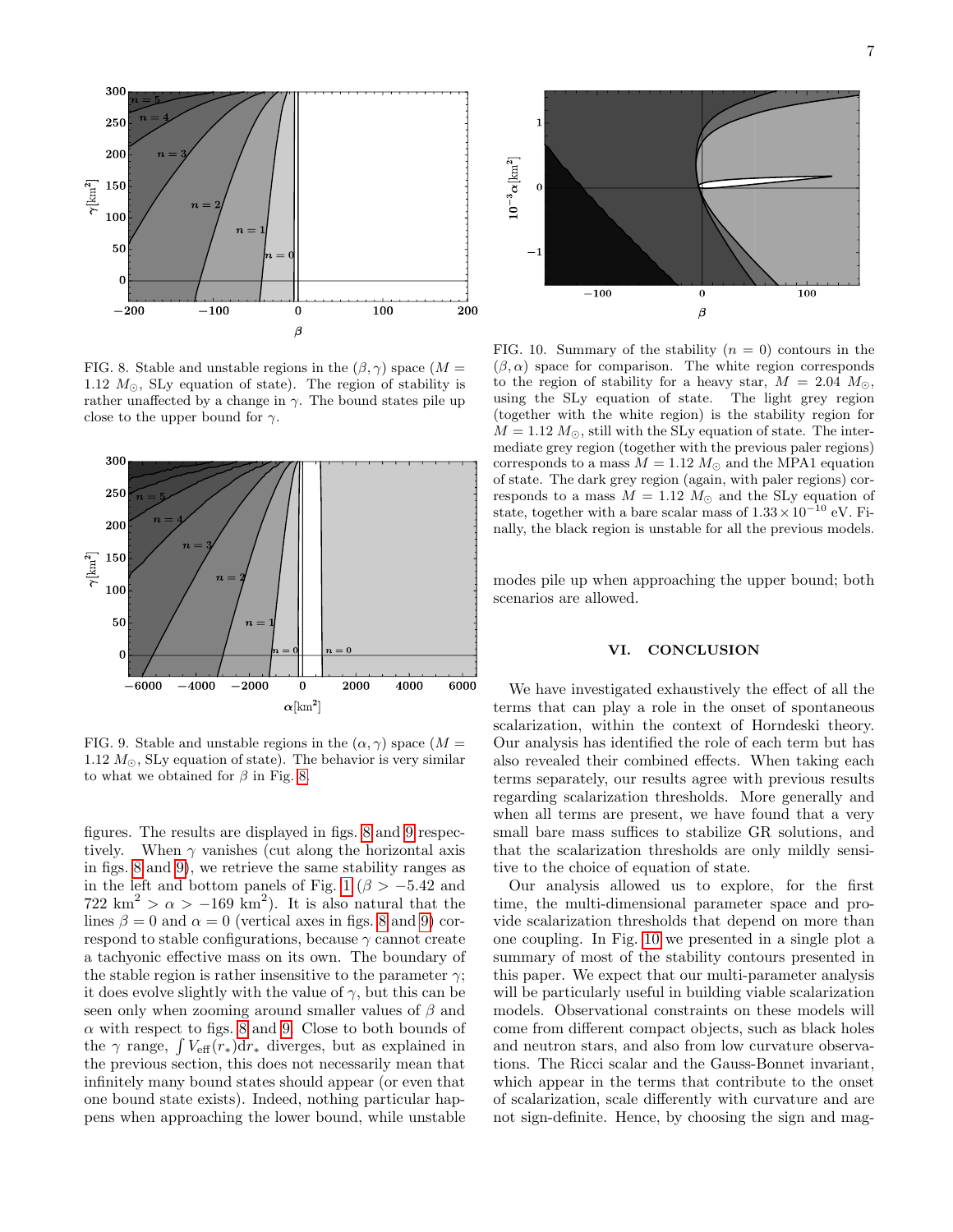FIG. 8. Stable and unstable regions in the $(\beta, \gamma)$ space ($M = 1.12\ M_\odot$, SLy equation of state). The region of stability is rather unaffected by a change in $\gamma$. The bound states pile up close to the upper bound for $\gamma$.

FIG. 9. Stable and unstable regions in the $(\alpha, \gamma)$ space ($M = 1.12\ M_\odot$, SLy equation of state). The behavior is very similar to what we obtained for $\beta$ in Fig. 8.

figures. The results are displayed in figs. 8 and 9 respectively. When $\gamma$ vanishes (cut along the horizontal axis in figs. 8 and 9), we retrieve the same stability ranges as in the left and bottom panels of Fig. 1 ($\beta > -5.42$ and $722\ \mathrm{km}^2 > \alpha > -169\ \mathrm{km}^2$). It is also natural that the lines $\beta = 0$ and $\alpha = 0$ (vertical axes in figs. 8 and 9) correspond to stable configurations, because $\gamma$ cannot create a tachyonic effective mass on its own. The boundary of the stable region is rather insensitive to the parameter $\gamma$; it does evolve slightly with the value of $\gamma$, but this can be seen only when zooming around smaller values of $\beta$ and $\alpha$ with respect to figs. 8 and 9. Close to both bounds of the $\gamma$ range, $\int V_{\rm eff}(r_*)\mathrm{d}r_*$ diverges, but as explained in the previous section, this does not necessarily mean that infinitely many bound states should appear (or even that one bound state exists). Indeed, nothing particular happens when approaching the lower bound, while unstable modes pile up when approaching the upper bound; both scenarios are allowed.

FIG. 10. Summary of the stability ($n = 0$) contours in the $(\beta, \alpha)$ space for comparison. The white region corresponds to the region of stability for a heavy star, $M = 2.04\ M_\odot$, using the SLy equation of state. The light grey region (together with the white region) is the stability region for $M = 1.12\ M_\odot$, still with the SLy equation of state. The intermediate grey region (together with the previous paler regions) corresponds to a mass $M = 1.12\ M_\odot$ and the MPA1 equation of state. The dark grey region (again, with paler regions) corresponds to a mass $M = 1.12\ M_\odot$ and the SLy equation of state, together with a bare scalar mass of $1.33 \times 10^{-10}$ eV. Finally, the black region is unstable for all the previous models.

## VI. CONCLUSION

We have investigated exhaustively the effect of all the terms that can play a role in the onset of spontaneous scalarization, within the context of Horndeski theory. Our analysis has identified the role of each term but has also revealed their combined effects. When taking each terms separately, our results agree with previous results regarding scalarization thresholds. More generally and when all terms are present, we have found that a very small bare mass suffices to stabilize GR solutions, and that the scalarization thresholds are only mildly sensitive to the choice of equation of state.

Our analysis allowed us to explore, for the first time, the multi-dimensional parameter space and provide scalarization thresholds that depend on more than one coupling. In Fig. 10 we presented in a single plot a summary of most of the stability contours presented in this paper. We expect that our multi-parameter analysis will be particularly useful in building viable scalarization models. Observational constraints on these models will come from different compact objects, such as black holes and neutron stars, and also from low curvature observations. The Ricci scalar and the Gauss-Bonnet invariant, which appear in the terms that contribute to the onset of scalarization, scale differently with curvature and are not sign-definite. Hence, by choosing the sign and mag-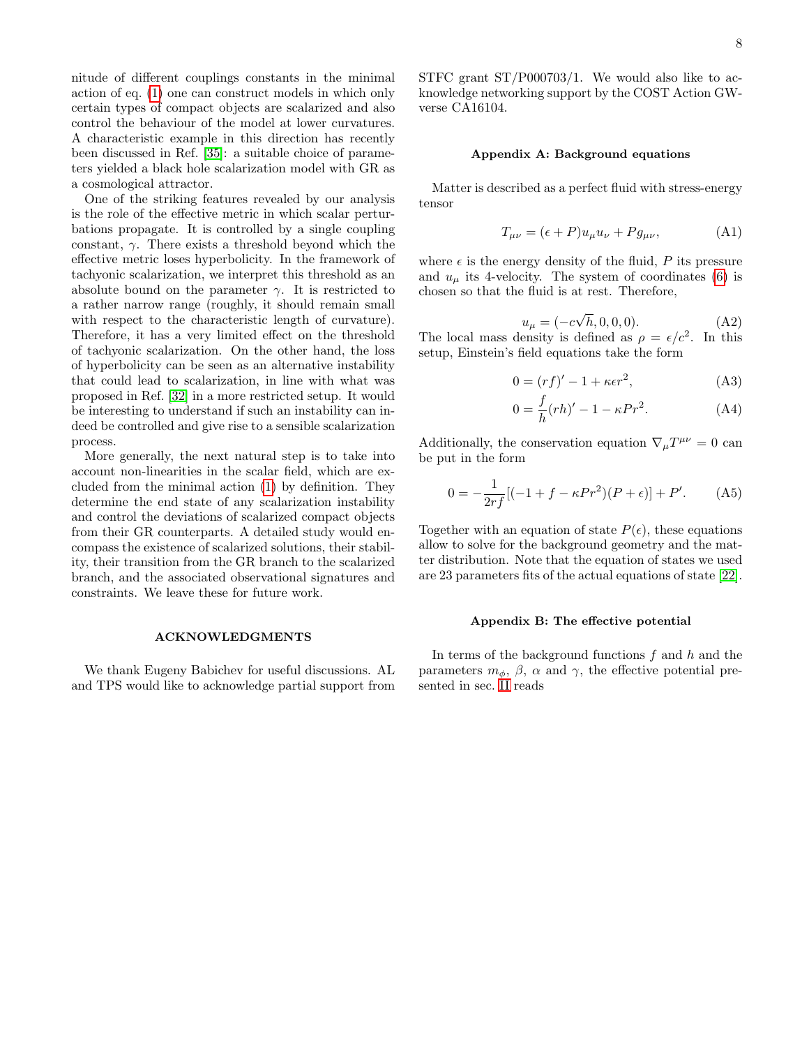nitude of different couplings constants in the minimal action of eq. (1) one can construct models in which only certain types of compact objects are scalarized and also control the behaviour of the model at lower curvatures. A characteristic example in this direction has recently been discussed in Ref. [35]: a suitable choice of parameters yielded a black hole scalarization model with GR as a cosmological attractor.

One of the striking features revealed by our analysis is the role of the effective metric in which scalar perturbations propagate. It is controlled by a single coupling constant, $\gamma$. There exists a threshold beyond which the effective metric loses hyperbolicity. In the framework of tachyonic scalarization, we interpret this threshold as an absolute bound on the parameter $\gamma$. It is restricted to a rather narrow range (roughly, it should remain small with respect to the characteristic length of curvature). Therefore, it has a very limited effect on the threshold of tachyonic scalarization. On the other hand, the loss of hyperbolicity can be seen as an alternative instability that could lead to scalarization, in line with what was proposed in Ref. [32] in a more restricted setup. It would be interesting to understand if such an instability can indeed be controlled and give rise to a sensible scalarization process.

More generally, the next natural step is to take into account non-linearities in the scalar field, which are excluded from the minimal action (1) by definition. They determine the end state of any scalarization instability and control the deviations of scalarized compact objects from their GR counterparts. A detailed study would encompass the existence of scalarized solutions, their stability, their transition from the GR branch to the scalarized branch, and the associated observational signatures and constraints. We leave these for future work.

## ACKNOWLEDGMENTS

We thank Eugeny Babichev for useful discussions. AL and TPS would like to acknowledge partial support from STFC grant ST/P000703/1. We would also like to acknowledge networking support by the COST Action GWverse CA16104.

## Appendix A: Background equations

Matter is described as a perfect fluid with stress-energy tensor

$$T_{\mu\nu} = (\epsilon + P) u_\mu u_\nu + P g_{\mu\nu}, \tag{A1}$$

where $\epsilon$ is the energy density of the fluid, $P$ its pressure and $u_\mu$ its 4-velocity. The system of coordinates (6) is chosen so that the fluid is at rest. Therefore,

$$u_\mu = (-c\sqrt{h}, 0, 0, 0). \tag{A2}$$

The local mass density is defined as $\rho = \epsilon/c^2$. In this setup, Einstein's field equations take the form

$$0 = (rf)' - 1 + \kappa\epsilon r^2, \tag{A3}$$

$$0 = \frac{f}{h}(rh)' - 1 - \kappa P r^2. \tag{A4}$$

Additionally, the conservation equation $\nabla_\mu T^{\mu\nu} = 0$ can be put in the form

$$0 = -\frac{1}{2rf}[(-1 + f - \kappa P r^2)(P + \epsilon)] + P'. \tag{A5}$$

Together with an equation of state $P(\epsilon)$, these equations allow to solve for the background geometry and the matter distribution. Note that the equation of states we used are 23 parameters fits of the actual equations of state [22].

## Appendix B: The effective potential

In terms of the background functions $f$ and $h$ and the parameters $m_\phi$, $\beta$, $\alpha$ and $\gamma$, the effective potential presented in sec. II reads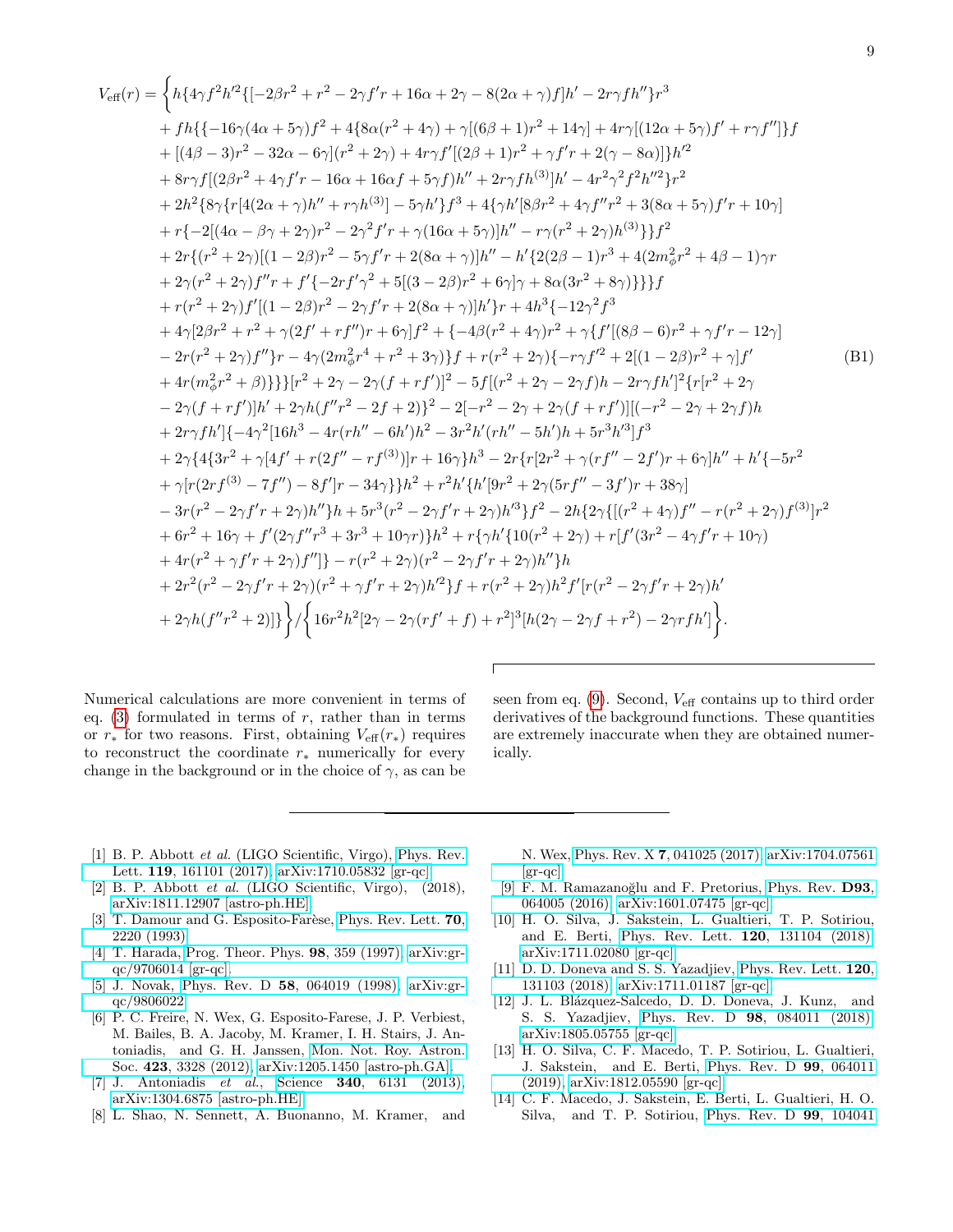$$
\begin{aligned}
V_{\rm eff}(r) = \Big\{ & h\{4\gamma f^2 h'^2\{[-2\beta r^2 + r^2 - 2\gamma f' r + 16\alpha + 2\gamma - 8(2\alpha+\gamma) f]h' - 2r\gamma f h''\} r^3 \\
& + fh\{\{-16\gamma(4\alpha+5\gamma)f^2 + 4\{8\alpha(r^2+4\gamma) + \gamma[(6\beta+1)r^2 + 14\gamma] + 4r\gamma[(12\alpha+5\gamma)f' + r\gamma f'']\}f \\
& + [(4\beta-3)r^2 - 32\alpha - 6\gamma](r^2+2\gamma) + 4r\gamma f'[(2\beta+1)r^2 + \gamma f' r + 2(\gamma - 8\alpha)]\}h'^2 \\
& + 8r\gamma f[(2\beta r^2 + 4\gamma f' r - 16\alpha + 16\alpha f + 5\gamma f)h'' + 2r\gamma f h^{(3)}]h' - 4r^2\gamma^2 f^2 h''^2\} r^2 \\
& + 2h^2\{8\gamma\{r[4(2\alpha+\gamma)h'' + r\gamma h^{(3)}] - 5\gamma h'\}f^3 + 4\{\gamma h'[8\beta r^2 + 4\gamma f'' r^2 + 3(8\alpha+5\gamma)f' r + 10\gamma] \\
& + r\{-2[(4\alpha - \beta\gamma + 2\gamma)r^2 - 2\gamma^2 f' r + \gamma(16\alpha + 5\gamma)]h'' - r\gamma(r^2+2\gamma)h^{(3)}\}\}f^2 \\
& + 2r\{(r^2+2\gamma)[(1-2\beta)r^2 - 5\gamma f' r + 2(8\alpha+\gamma)]h'' - h'\{2(2\beta-1)r^3 + 4(2m_\phi^2 r^2 + 4\beta - 1)\gamma r \\
& + 2\gamma(r^2+2\gamma)f'' r + f'\{-2rf'\gamma^2 + 5[(3-2\beta)r^2 + 6\gamma]\gamma + 8\alpha(3r^2 + 8\gamma)\}\}\}f \\
& + r(r^2+2\gamma)f'[(1-2\beta)r^2 - 2\gamma f' r + 2(8\alpha+\gamma)]h'\}r + 4h^3\{-12\gamma^2 f^3 \\
& + 4\gamma[2\beta r^2 + r^2 + \gamma(2f' + rf'')r + 6\gamma]f^2 + \{-4\beta(r^2+4\gamma)r^2 + \gamma\{f'[(8\beta-6)r^2 + \gamma f' r - 12\gamma] \\
& - 2r(r^2+2\gamma)f''\}r - 4\gamma(2m_\phi^2 r^4 + r^2 + 3\gamma)\}f + r(r^2+2\gamma)\{-r\gamma f'^2 + 2[(1-2\beta)r^2 + \gamma]f' \\
& + 4r(m_\phi^2 r^2 + \beta)\}\}\}[r^2 + 2\gamma - 2\gamma(f + rf')]^2 - 5f[(r^2 + 2\gamma - 2\gamma f)h - 2r\gamma f h']^2\{r[r^2 + 2\gamma \\
& - 2\gamma(f + rf')]h' + 2\gamma h(f'' r^2 - 2f + 2)\}^2 - 2[-r^2 - 2\gamma + 2\gamma(f + rf')][(-r^2 - 2\gamma + 2\gamma f)h \\
& + 2r\gamma f h']\{-4\gamma^2[16h^3 - 4r(rh'' - 6h')h^2 - 3r^2 h'(rh'' - 5h')h + 5r^3 h'^3]f^3 \\
& + 2\gamma\{4\{3r^2 + \gamma[4f' + r(2f'' - rf^{(3)})]r + 16\gamma\}h^3 - 2r\{r[2r^2 + \gamma(rf'' - 2f')r + 6\gamma]h'' + h'\{-5r^2 \\
& + \gamma[r(2rf^{(3)} - 7f'') - 8f']r - 34\gamma\}\}h^2 + r^2 h'\{h'[9r^2 + 2\gamma(5rf'' - 3f')r + 38\gamma] \\
& - 3r(r^2 - 2\gamma f' r + 2\gamma)h''\}h + 5r^3(r^2 - 2\gamma f' r + 2\gamma)h'^3\}f^2 - 2h\{2\gamma\{[(r^2+4\gamma)f'' - r(r^2+2\gamma)f^{(3)}]r^2 \\
& + 6r^2 + 16\gamma + f'(2\gamma f'' r^3 + 3r^3 + 10\gamma r)\}h^2 + r\{\gamma h'\{10(r^2+2\gamma) + r[f'(3r^2 - 4\gamma f' r + 10\gamma) \\
& + 4r(r^2 + \gamma f' r + 2\gamma)f'']\} - r(r^2+2\gamma)(r^2 - 2\gamma f' r + 2\gamma)h''\}h \\
& + 2r^2(r^2 - 2\gamma f' r + 2\gamma)(r^2 + \gamma f' r + 2\gamma)h'^2\}f + r(r^2+2\gamma)h^2 f'[r(r^2 - 2\gamma f' r + 2\gamma)h' \\
& + 2\gamma h(f'' r^2 + 2)]\}\Big\} \Big/ \Big\{16r^2 h^2[2\gamma - 2\gamma(rf' + f) + r^2]^3[h(2\gamma - 2\gamma f + r^2) - 2\gamma r f h']\Big\}.
\end{aligned}
\tag{B1}
$$

Numerical calculations are more convenient in terms of eq. (3) formulated in terms of $r$, rather than in terms or $r_*$ for two reasons. First, obtaining $V_{\rm eff}(r_*)$ requires to reconstruct the coordinate $r_*$ numerically for every change in the background or in the choice of $\gamma$, as can be seen from eq. (9). Second, $V_{\rm eff}$ contains up to third order derivatives of the background functions. These quantities are extremely inaccurate when they are obtained numerically.

---

[1] B. P. Abbott *et al.* (LIGO Scientific, Virgo), Phys. Rev. Lett. **119**, 161101 (2017), arXiv:1710.05832 [gr-qc].

[2] B. P. Abbott *et al.* (LIGO Scientific, Virgo), (2018), arXiv:1811.12907 [astro-ph.HE].

[3] T. Damour and G. Esposito-Farèse, Phys. Rev. Lett. **70**, 2220 (1993).

[4] T. Harada, Prog. Theor. Phys. **98**, 359 (1997), arXiv:gr-qc/9706014 [gr-qc].

[5] J. Novak, Phys. Rev. D **58**, 064019 (1998), arXiv:gr-qc/9806022.

[6] P. C. Freire, N. Wex, G. Esposito-Farese, J. P. Verbiest, M. Bailes, B. A. Jacoby, M. Kramer, I. H. Stairs, J. Antoniadis, and G. H. Janssen, Mon. Not. Roy. Astron. Soc. **423**, 3328 (2012), arXiv:1205.1450 [astro-ph.GA].

[7] J. Antoniadis *et al.*, Science **340**, 6131 (2013), arXiv:1304.6875 [astro-ph.HE].

[8] L. Shao, N. Sennett, A. Buonanno, M. Kramer, and N. Wex, Phys. Rev. X **7**, 041025 (2017), arXiv:1704.07561 [gr-qc].

[9] F. M. Ramazanoğlu and F. Pretorius, Phys. Rev. **D93**, 064005 (2016), arXiv:1601.07475 [gr-qc].

[10] H. O. Silva, J. Sakstein, L. Gualtieri, T. P. Sotiriou, and E. Berti, Phys. Rev. Lett. **120**, 131104 (2018), arXiv:1711.02080 [gr-qc].

[11] D. D. Doneva and S. S. Yazadjiev, Phys. Rev. Lett. **120**, 131103 (2018), arXiv:1711.01187 [gr-qc].

[12] J. L. Blázquez-Salcedo, D. D. Doneva, J. Kunz, and S. S. Yazadjiev, Phys. Rev. D **98**, 084011 (2018), arXiv:1805.05755 [gr-qc].

[13] H. O. Silva, C. F. Macedo, T. P. Sotiriou, L. Gualtieri, J. Sakstein, and E. Berti, Phys. Rev. D **99**, 064011 (2019), arXiv:1812.05590 [gr-qc].

[14] C. F. Macedo, J. Sakstein, E. Berti, L. Gualtieri, H. O. Silva, and T. P. Sotiriou, Phys. Rev. D **99**, 104041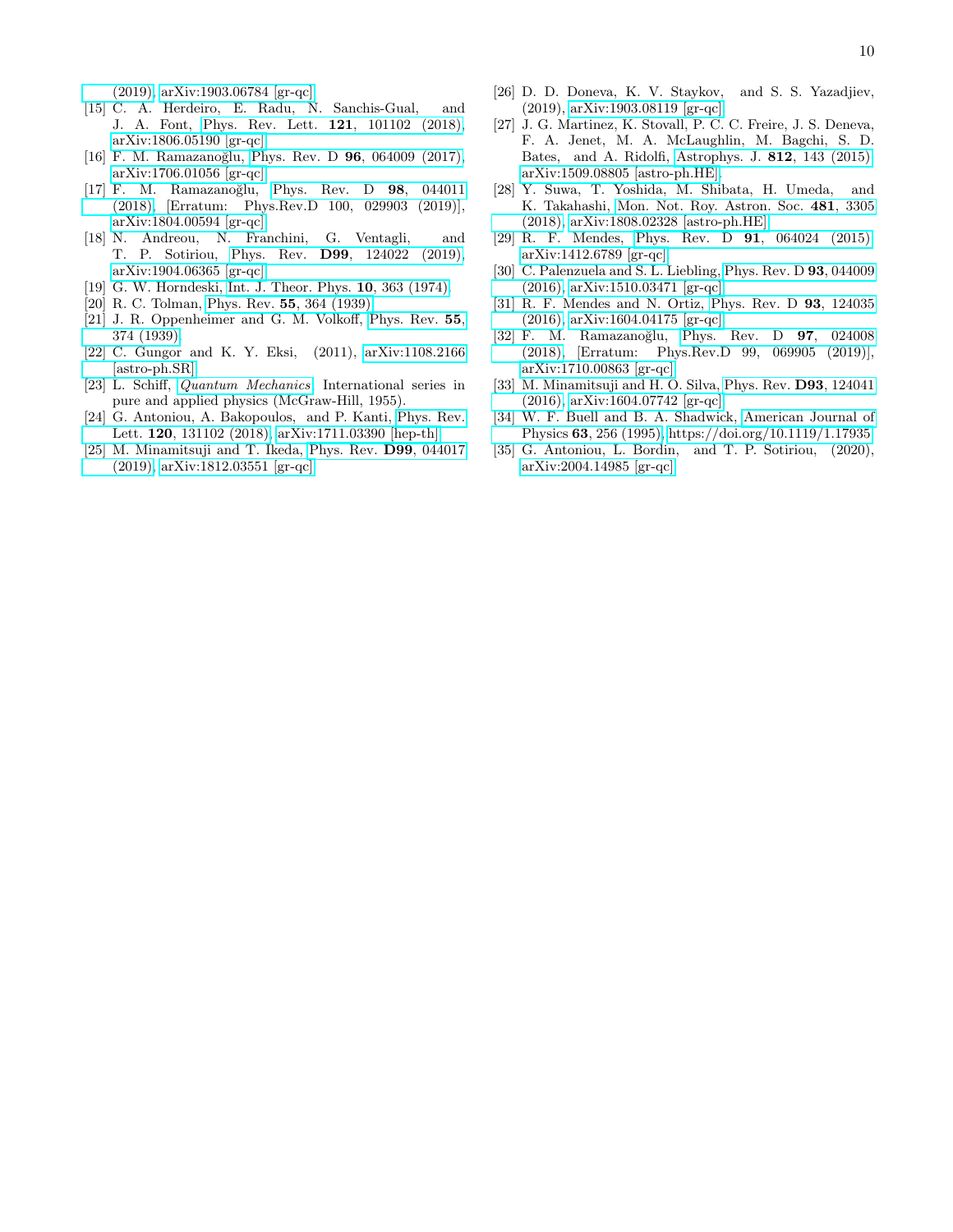(2019), arXiv:1903.06784 [gr-qc].

[15] C. A. Herdeiro, E. Radu, N. Sanchis-Gual, and J. A. Font, Phys. Rev. Lett. **121**, 101102 (2018), arXiv:1806.05190 [gr-qc].

[16] F. M. Ramazanoğlu, Phys. Rev. D **96**, 064009 (2017), arXiv:1706.01056 [gr-qc].

[17] F. M. Ramazanoğlu, Phys. Rev. D **98**, 044011 (2018), [Erratum: Phys.Rev.D 100, 029903 (2019)], arXiv:1804.00594 [gr-qc].

[18] N. Andreou, N. Franchini, G. Ventagli, and T. P. Sotiriou, Phys. Rev. **D99**, 124022 (2019), arXiv:1904.06365 [gr-qc].

[19] G. W. Horndeski, Int. J. Theor. Phys. **10**, 363 (1974).

[20] R. C. Tolman, Phys. Rev. **55**, 364 (1939).

[21] J. R. Oppenheimer and G. M. Volkoff, Phys. Rev. **55**, 374 (1939).

[22] C. Gungor and K. Y. Eksi, (2011), arXiv:1108.2166 [astro-ph.SR].

[23] L. Schiff, *Quantum Mechanics*, International series in pure and applied physics (McGraw-Hill, 1955).

[24] G. Antoniou, A. Bakopoulos, and P. Kanti, Phys. Rev. Lett. **120**, 131102 (2018), arXiv:1711.03390 [hep-th].

[25] M. Minamitsuji and T. Ikeda, Phys. Rev. **D99**, 044017 (2019), arXiv:1812.03551 [gr-qc].

[26] D. D. Doneva, K. V. Staykov, and S. S. Yazadjiev, (2019), arXiv:1903.08119 [gr-qc].

[27] J. G. Martinez, K. Stovall, P. C. C. Freire, J. S. Deneva, F. A. Jenet, M. A. McLaughlin, M. Bagchi, S. D. Bates, and A. Ridolfi, Astrophys. J. **812**, 143 (2015), arXiv:1509.08805 [astro-ph.HE].

[28] Y. Suwa, T. Yoshida, M. Shibata, H. Umeda, and K. Takahashi, Mon. Not. Roy. Astron. Soc. **481**, 3305 (2018), arXiv:1808.02328 [astro-ph.HE].

[29] R. F. Mendes, Phys. Rev. D **91**, 064024 (2015), arXiv:1412.6789 [gr-qc].

[30] C. Palenzuela and S. L. Liebling, Phys. Rev. D **93**, 044009 (2016), arXiv:1510.03471 [gr-qc].

[31] R. F. Mendes and N. Ortiz, Phys. Rev. D **93**, 124035 (2016), arXiv:1604.04175 [gr-qc].

[32] F. M. Ramazanoğlu, Phys. Rev. D **97**, 024008 (2018), [Erratum: Phys.Rev.D 99, 069905 (2019)], arXiv:1710.00863 [gr-qc].

[33] M. Minamitsuji and H. O. Silva, Phys. Rev. **D93**, 124041 (2016), arXiv:1604.07742 [gr-qc].

[34] W. F. Buell and B. A. Shadwick, American Journal of Physics **63**, 256 (1995), https://doi.org/10.1119/1.17935.

[35] G. Antoniou, L. Bordin, and T. P. Sotiriou, (2020), arXiv:2004.14985 [gr-qc].